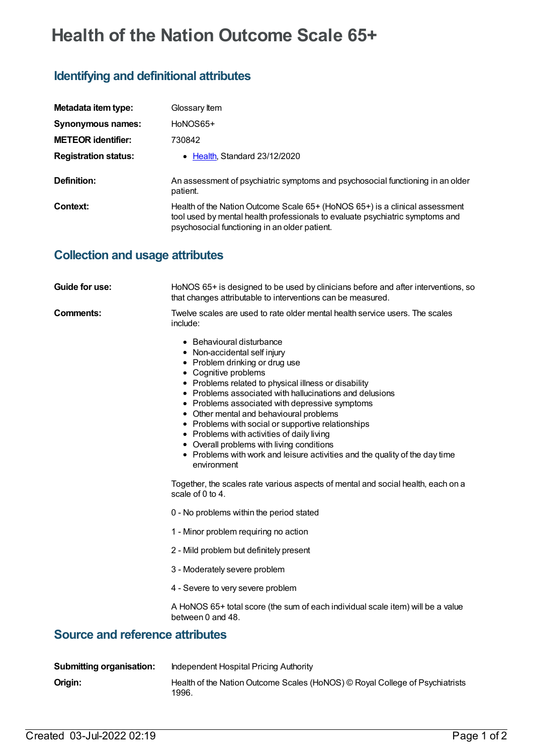# Health of the Nation Outcome Scale 65+

## Identifying and definitional attributes

| | |
|---|---|
| **Metadata item type:** | Glossary Item |
| **Synonymous names:** | HoNOS65+ |
| **METEOR identifier:** | 730842 |
| **Registration status:** | • Health, Standard 23/12/2020 |
| **Definition:** | An assessment of psychiatric symptoms and psychosocial functioning in an older patient. |
| **Context:** | Health of the Nation Outcome Scale 65+ (HoNOS 65+) is a clinical assessment tool used by mental health professionals to evaluate psychiatric symptoms and psychosocial functioning in an older patient. |

## Collection and usage attributes

**Guide for use:**

HoNOS 65+ is designed to be used by clinicians before and after interventions, so that changes attributable to interventions can be measured.

**Comments:**

Twelve scales are used to rate older mental health service users. The scales include:

- Behavioural disturbance
- Non-accidental self injury
- Problem drinking or drug use
- Cognitive problems
- Problems related to physical illness or disability
- Problems associated with hallucinations and delusions
- Problems associated with depressive symptoms
- Other mental and behavioural problems
- Problems with social or supportive relationships
- Problems with activities of daily living
- Overall problems with living conditions
- Problems with work and leisure activities and the quality of the day time environment

Together, the scales rate various aspects of mental and social health, each on a scale of 0 to 4.

0 - No problems within the period stated

1 - Minor problem requiring no action

2 - Mild problem but definitely present

3 - Moderately severe problem

4 - Severe to very severe problem

A HoNOS 65+ total score (the sum of each individual scale item) will be a value between 0 and 48.

## Source and reference attributes

| | |
|---|---|
| **Submitting organisation:** | Independent Hospital Pricing Authority |
| **Origin:** | Health of the Nation Outcome Scales (HoNOS) © Royal College of Psychiatrists 1996. |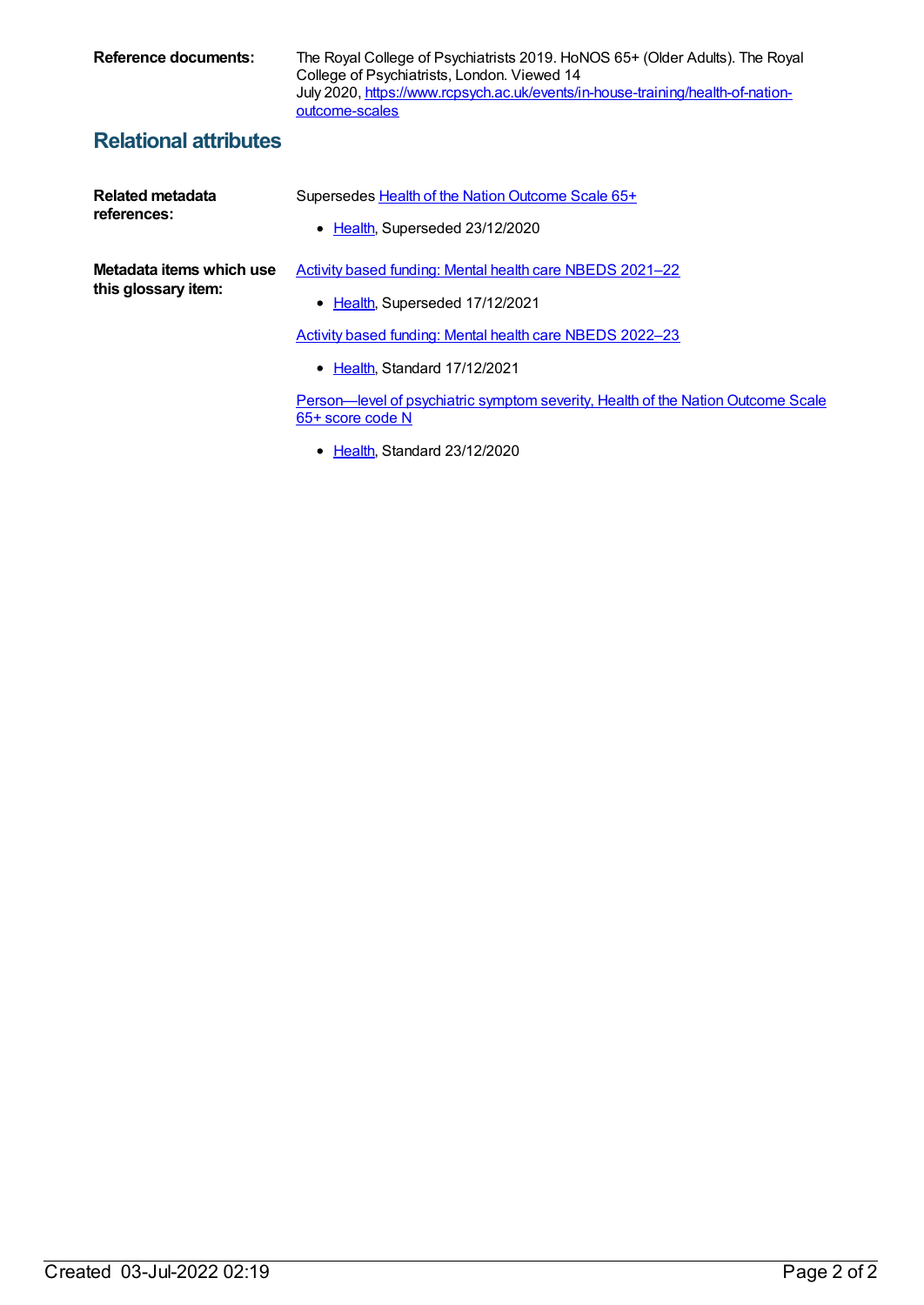**Reference documents:** The Royal College of Psychiatrists 2019. HoNOS 65+ (Older Adults). The Royal College of Psychiatrists, London. Viewed 14 July 2020, https://www.rcpsych.ac.uk/events/in-house-training/health-of-nation-outcome-scales

## Relational attributes

**Related metadata references:**

Supersedes Health of the Nation Outcome Scale 65+

- Health, Superseded 23/12/2020

**Metadata items which use this glossary item:**

Activity based funding: Mental health care NBEDS 2021–22

- Health, Superseded 17/12/2021

Activity based funding: Mental health care NBEDS 2022–23

- Health, Standard 17/12/2021

Person—level of psychiatric symptom severity, Health of the Nation Outcome Scale 65+ score code N

- Health, Standard 23/12/2020

Created 03-Jul-2022 02:19